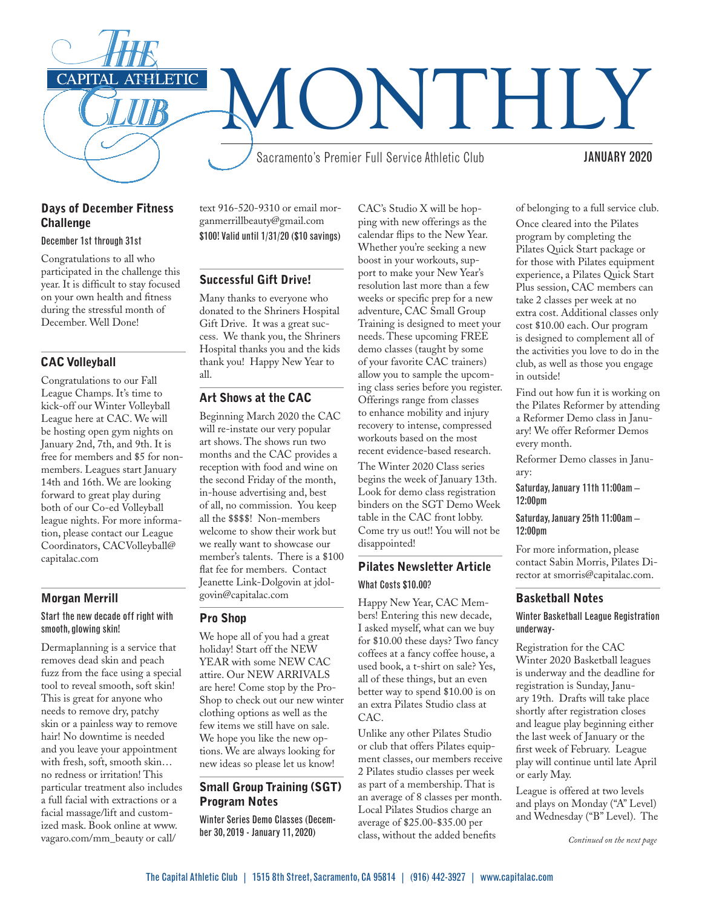# The Capital Athletic Club MONTHLY

Sacramento's Premier Full Service Athletic Club

JANUARY 2020

## Days of December Fitness Challenge

December 1st through 31st

Congratulations to all who participated in the challenge this year. It is difficult to stay focused on your own health and fitness during the stressful month of December. Well Done!

## CAC Volleyball

Congratulations to our Fall League Champs. It's time to kick-off our Winter Volleyball League here at CAC. We will be hosting open gym nights on January 2nd, 7th, and 9th. It is free for members and $5 for non-members. Leagues start January 14th and 16th. We are looking forward to great play during both of our Co-ed Volleyball league nights. For more information, please contact our League Coordinators, CACVolleyball@capitalac.com

## Morgan Merrill

Start the new decade off right with smooth, glowing skin!

Dermaplanning is a service that removes dead skin and peach fuzz from the face using a special tool to reveal smooth, soft skin! This is great for anyone who needs to remove dry, patchy skin or a painless way to remove hair! No downtime is needed and you leave your appointment with fresh, soft, smooth skin… no redness or irritation! This particular treatment also includes a full facial with extractions or a facial massage/lift and customized mask. Book online at www.vagaro.com/mm_beauty or call/text 916-520-9310 or email morganmerrillbeauty@gmail.com

**$100! Valid until 1/31/20 ($10 savings)**

## Successful Gift Drive!

Many thanks to everyone who donated to the Shriners Hospital Gift Drive. It was a great success. We thank you, the Shriners Hospital thanks you and the kids thank you! Happy New Year to all.

## Art Shows at the CAC

Beginning March 2020 the CAC will re-instate our very popular art shows. The shows run two months and the CAC provides a reception with food and wine on the second Friday of the month, in-house advertising and, best of all, no commission. You keep all the $$$$! Non-members welcome to show their work but we really want to showcase our member's talents. There is a $100 flat fee for members. Contact Jeanette Link-Dolgovin at jdolgovin@capitalac.com

## Pro Shop

We hope all of you had a great holiday! Start off the NEW YEAR with some NEW CAC attire. Our NEW ARRIVALS are here! Come stop by the Pro-Shop to check out our new winter clothing options as well as the few items we still have on sale. We hope you like the new options. We are always looking for new ideas so please let us know!

## Small Group Training (SGT) Program Notes

Winter Series Demo Classes (December 30, 2019 - January 11, 2020)

CAC's Studio X will be hopping with new offerings as the calendar flips to the New Year. Whether you're seeking a new boost in your workouts, support to make your New Year's resolution last more than a few weeks or specific prep for a new adventure, CAC Small Group Training is designed to meet your needs. These upcoming FREE demo classes (taught by some of your favorite CAC trainers) allow you to sample the upcoming class series before you register. Offerings range from classes to enhance mobility and injury recovery to intense, compressed workouts based on the most recent evidence-based research.

The Winter 2020 Class series begins the week of January 13th. Look for demo class registration binders on the SGT Demo Week table in the CAC front lobby. Come try us out!! You will not be disappointed!

## Pilates Newsletter Article

What Costs $10.00?

Happy New Year, CAC Members! Entering this new decade, I asked myself, what can we buy for $10.00 these days? Two fancy coffees at a fancy coffee house, a used book, a t-shirt on sale? Yes, all of these things, but an even better way to spend $10.00 is on an extra Pilates Studio class at CAC.

Unlike any other Pilates Studio or club that offers Pilates equipment classes, our members receive 2 Pilates studio classes per week as part of a membership. That is an average of 8 classes per month. Local Pilates Studios charge an average of $25.00-$35.00 per class, without the added benefits of belonging to a full service club.

Once cleared into the Pilates program by completing the Pilates Quick Start package or for those with Pilates equipment experience, a Pilates Quick Start Plus session, CAC members can take 2 classes per week at no extra cost. Additional classes only cost $10.00 each. Our program is designed to complement all of the activities you love to do in the club, as well as those you engage in outside!

Find out how fun it is working on the Pilates Reformer by attending a Reformer Demo class in January! We offer Reformer Demos every month.

Reformer Demo classes in January:

Saturday, January 11th 11:00am – 12:00pm

Saturday, January 25th 11:00am – 12:00pm

For more information, please contact Sabin Morris, Pilates Director at smorris@capitalac.com.

## Basketball Notes

Winter Basketball League Registration underway-

Registration for the CAC Winter 2020 Basketball leagues is underway and the deadline for registration is Sunday, January 19th. Drafts will take place shortly after registration closes and league play beginning either the last week of January or the first week of February. League play will continue until late April or early May.

League is offered at two levels and plays on Monday ("A" Level) and Wednesday ("B" Level). The

*Continued on the next page*

The Capital Athletic Club | 1515 8th Street, Sacramento, CA 95814 | (916) 442-3927 | www.capitalac.com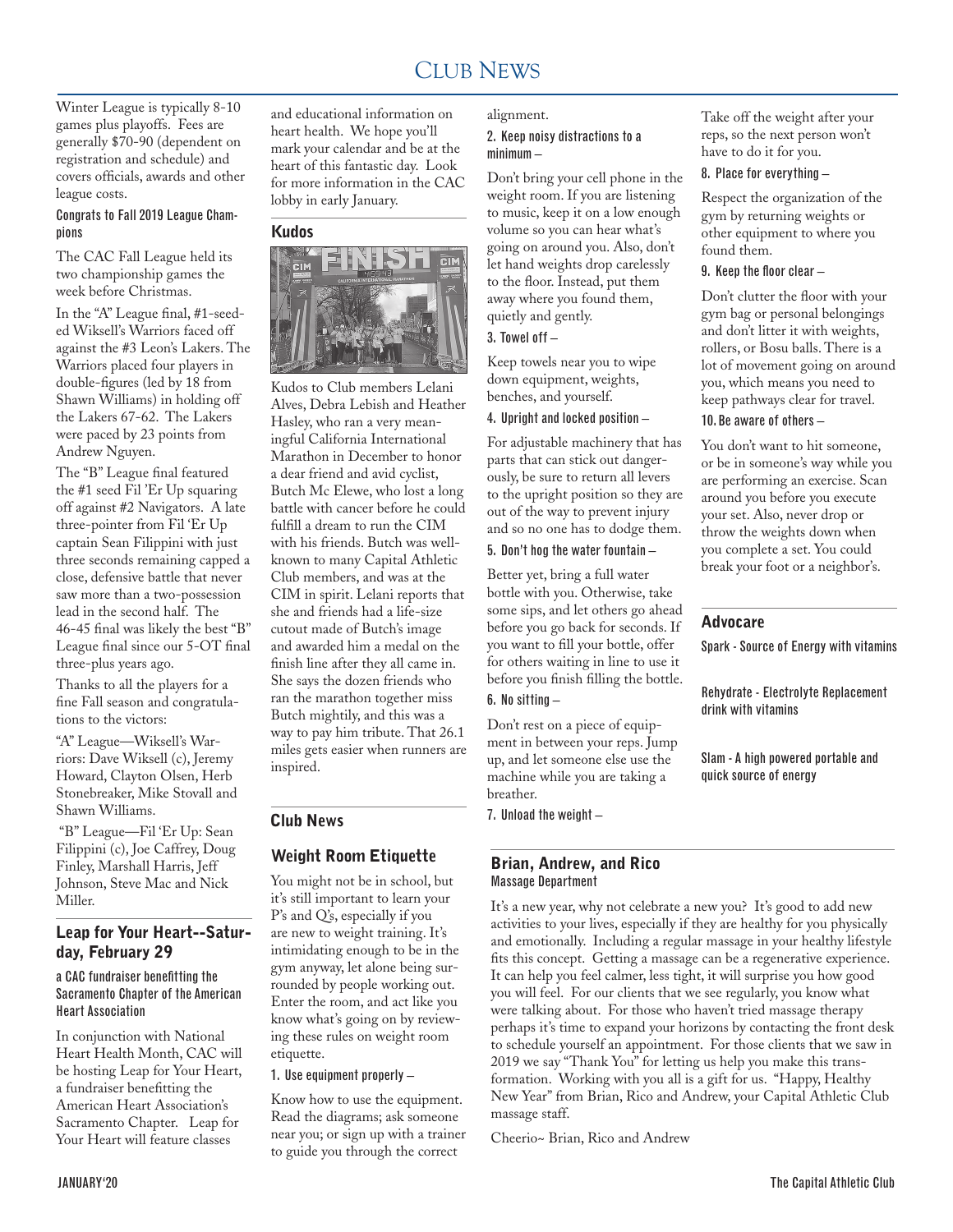# Club News

Winter League is typically 8-10 games plus playoffs. Fees are generally $70-90 (dependent on registration and schedule) and covers officials, awards and other league costs.

#### Congrats to Fall 2019 League Champions

The CAC Fall League held its two championship games the week before Christmas.

In the "A" League final, #1-seeded Wiksell's Warriors faced off against the #3 Leon's Lakers. The Warriors placed four players in double-figures (led by 18 from Shawn Williams) in holding off the Lakers 67-62. The Lakers were paced by 23 points from Andrew Nguyen.

The "B" League final featured the #1 seed Fil 'Er Up squaring off against #2 Navigators. A late three-pointer from Fil 'Er Up captain Sean Filippini with just three seconds remaining capped a close, defensive battle that never saw more than a two-possession lead in the second half. The 46-45 final was likely the best "B" League final since our 5-OT final three-plus years ago.

Thanks to all the players for a fine Fall season and congratulations to the victors:

"A" League—Wiksell's Warriors: Dave Wiksell (c), Jeremy Howard, Clayton Olsen, Herb Stonebreaker, Mike Stovall and Shawn Williams.

"B" League—Fil 'Er Up: Sean Filippini (c), Joe Caffrey, Doug Finley, Marshall Harris, Jeff Johnson, Steve Mac and Nick Miller.

## Leap for Your Heart--Saturday, February 29

#### a CAC fundraiser benefitting the Sacramento Chapter of the American Heart Association

In conjunction with National Heart Health Month, CAC will be hosting Leap for Your Heart, a fundraiser benefitting the American Heart Association's Sacramento Chapter. Leap for Your Heart will feature classes and educational information on heart health. We hope you'll mark your calendar and be at the heart of this fantastic day. Look for more information in the CAC lobby in early January.

## Kudos

Kudos to Club members Lelani Alves, Debra Lebish and Heather Hasley, who ran a very meaningful California International Marathon in December to honor a dear friend and avid cyclist, Butch Mc Elewe, who lost a long battle with cancer before he could fulfill a dream to run the CIM with his friends. Butch was well-known to many Capital Athletic Club members, and was at the CIM in spirit. Lelani reports that she and friends had a life-size cutout made of Butch's image and awarded him a medal on the finish line after they all came in. She says the dozen friends who ran the marathon together miss Butch mightily, and this was a way to pay him tribute. That 26.1 miles gets easier when runners are inspired.

## Club News

### Weight Room Etiquette

You might not be in school, but it's still important to learn your P's and Q's, especially if you are new to weight training. It's intimidating enough to be in the gym anyway, let alone being surrounded by people working out. Enter the room, and act like you know what's going on by reviewing these rules on weight room etiquette.

#### 1. Use equipment properly –

Know how to use the equipment. Read the diagrams; ask someone near you; or sign up with a trainer to guide you through the correct alignment.

#### 2. Keep noisy distractions to a minimum –

Don't bring your cell phone in the weight room. If you are listening to music, keep it on a low enough volume so you can hear what's going on around you. Also, don't let hand weights drop carelessly to the floor. Instead, put them away where you found them, quietly and gently.

#### 3. Towel off –

Keep towels near you to wipe down equipment, weights, benches, and yourself.

#### 4. Upright and locked position –

For adjustable machinery that has parts that can stick out dangerously, be sure to return all levers to the upright position so they are out of the way to prevent injury and so no one has to dodge them.

#### 5. Don't hog the water fountain –

Better yet, bring a full water bottle with you. Otherwise, take some sips, and let others go ahead before you go back for seconds. If you want to fill your bottle, offer for others waiting in line to use it before you finish filling the bottle.

#### 6. No sitting –

Don't rest on a piece of equipment in between your reps. Jump up, and let someone else use the machine while you are taking a breather.

#### 7. Unload the weight –

Take off the weight after your reps, so the next person won't have to do it for you.

#### 8. Place for everything –

Respect the organization of the gym by returning weights or other equipment to where you found them.

#### 9. Keep the floor clear –

Don't clutter the floor with your gym bag or personal belongings and don't litter it with weights, rollers, or Bosu balls. There is a lot of movement going on around you, which means you need to keep pathways clear for travel.

#### 10. Be aware of others –

You don't want to hit someone, or be in someone's way while you are performing an exercise. Scan around you before you execute your set. Also, never drop or throw the weights down when you complete a set. You could break your foot or a neighbor's.

## Advocare

Spark - Source of Energy with vitamins

Rehydrate - Electrolyte Replacement drink with vitamins

Slam - A high powered portable and quick source of energy

## Brian, Andrew, and Rico

#### Massage Department

It's a new year, why not celebrate a new you? It's good to add new activities to your lives, especially if they are healthy for you physically and emotionally. Including a regular massage in your healthy lifestyle fits this concept. Getting a massage can be a regenerative experience. It can help you feel calmer, less tight, it will surprise you how good you will feel. For our clients that we see regularly, you know what were talking about. For those who haven't tried massage therapy perhaps it's time to expand your horizons by contacting the front desk to schedule yourself an appointment. For those clients that we saw in 2019 we say "Thank You" for letting us help you make this transformation. Working with you all is a gift for us. "Happy, Healthy New Year" from Brian, Rico and Andrew, your Capital Athletic Club massage staff.

Cheerio~ Brian, Rico and Andrew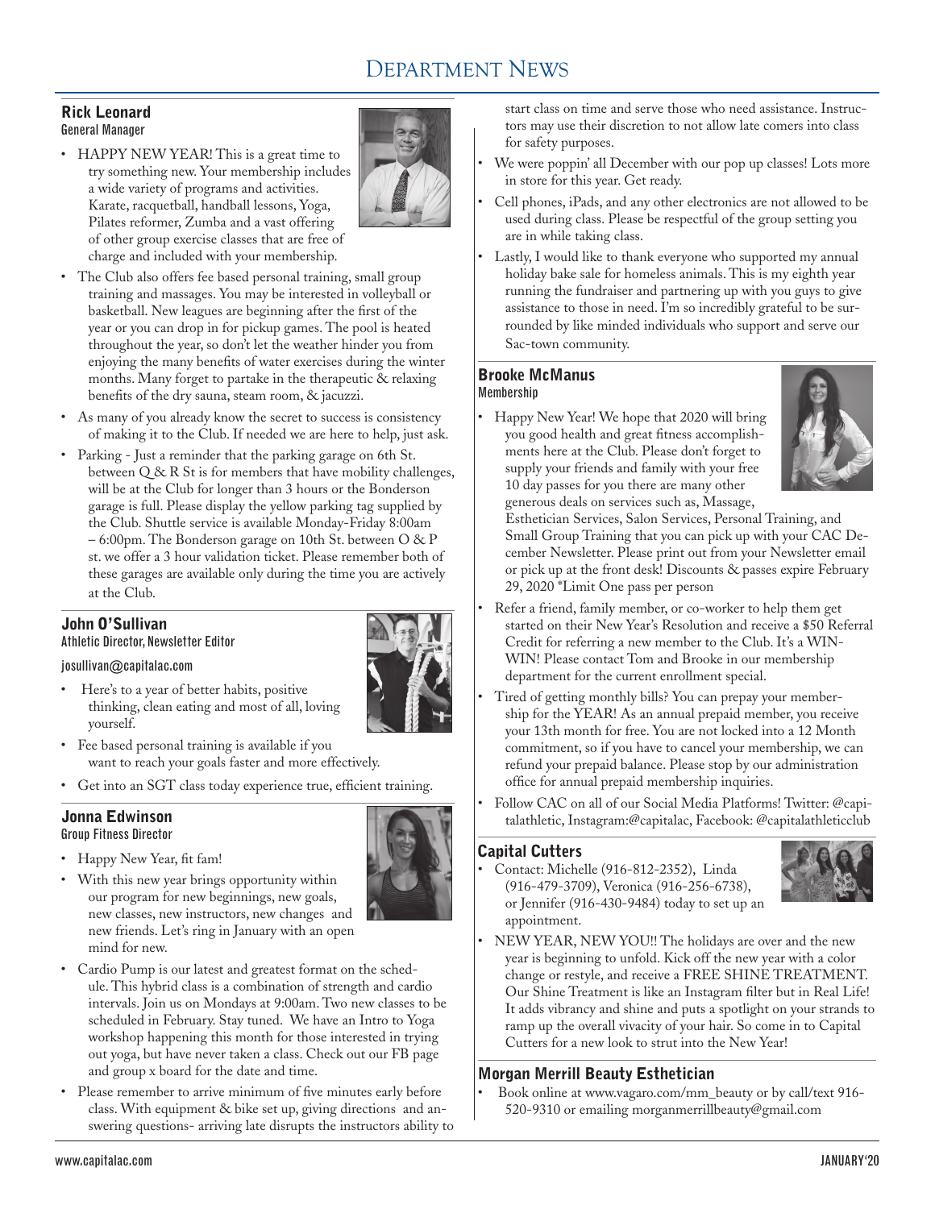# Department News

## Rick Leonard
General Manager

- HAPPY NEW YEAR! This is a great time to try something new. Your membership includes a wide variety of programs and activities. Karate, racquetball, handball lessons, Yoga, Pilates reformer, Zumba and a vast offering of other group exercise classes that are free of charge and included with your membership.
- The Club also offers fee based personal training, small group training and massages. You may be interested in volleyball or basketball. New leagues are beginning after the first of the year or you can drop in for pickup games. The pool is heated throughout the year, so don't let the weather hinder you from enjoying the many benefits of water exercises during the winter months. Many forget to partake in the therapeutic & relaxing benefits of the dry sauna, steam room, & jacuzzi.
- As many of you already know the secret to success is consistency of making it to the Club. If needed we are here to help, just ask.
- Parking - Just a reminder that the parking garage on 6th St. between Q & R St is for members that have mobility challenges, will be at the Club for longer than 3 hours or the Bonderson garage is full. Please display the yellow parking tag supplied by the Club. Shuttle service is available Monday-Friday 8:00am – 6:00pm. The Bonderson garage on 10th St. between O & P st. we offer a 3 hour validation ticket. Please remember both of these garages are available only during the time you are actively at the Club.

## John O'Sullivan
Athletic Director, Newsletter Editor

josullivan@capitalac.com

- Here's to a year of better habits, positive thinking, clean eating and most of all, loving yourself.
- Fee based personal training is available if you want to reach your goals faster and more effectively.
- Get into an SGT class today experience true, efficient training.

## Jonna Edwinson
Group Fitness Director

- Happy New Year, fit fam!
- With this new year brings opportunity within our program for new beginnings, new goals, new classes, new instructors, new changes and new friends. Let's ring in January with an open mind for new.
- Cardio Pump is our latest and greatest format on the schedule. This hybrid class is a combination of strength and cardio intervals. Join us on Mondays at 9:00am. Two new classes to be scheduled in February. Stay tuned. We have an Intro to Yoga workshop happening this month for those interested in trying out yoga, but have never taken a class. Check out our FB page and group x board for the date and time.
- Please remember to arrive minimum of five minutes early before class. With equipment & bike set up, giving directions and answering questions- arriving late disrupts the instructors ability to start class on time and serve those who need assistance. Instructors may use their discretion to not allow late comers into class for safety purposes.
- We were poppin' all December with our pop up classes! Lots more in store for this year. Get ready.
- Cell phones, iPads, and any other electronics are not allowed to be used during class. Please be respectful of the group setting you are in while taking class.
- Lastly, I would like to thank everyone who supported my annual holiday bake sale for homeless animals. This is my eighth year running the fundraiser and partnering up with you guys to give assistance to those in need. I'm so incredibly grateful to be surrounded by like minded individuals who support and serve our Sac-town community.

## Brooke McManus
Membership

- Happy New Year! We hope that 2020 will bring you good health and great fitness accomplishments here at the Club. Please don't forget to supply your friends and family with your free 10 day passes for you there are many other generous deals on services such as, Massage, Esthetician Services, Salon Services, Personal Training, and Small Group Training that you can pick up with your CAC December Newsletter. Please print out from your Newsletter email or pick up at the front desk! Discounts & passes expire February 29, 2020 *Limit One pass per person
- Refer a friend, family member, or co-worker to help them get started on their New Year's Resolution and receive a $50 Referral Credit for referring a new member to the Club. It's a WIN-WIN! Please contact Tom and Brooke in our membership department for the current enrollment special.
- Tired of getting monthly bills? You can prepay your membership for the YEAR! As an annual prepaid member, you receive your 13th month for free. You are not locked into a 12 Month commitment, so if you have to cancel your membership, we can refund your prepaid balance. Please stop by our administration office for annual prepaid membership inquiries.
- Follow CAC on all of our Social Media Platforms! Twitter: @capitalathletic, Instagram:@capitalac, Facebook: @capitalathleticclub

## Capital Cutters

- Contact: Michelle (916-812-2352), Linda (916-479-3709), Veronica (916-256-6738), or Jennifer (916-430-9484) today to set up an appointment.
- NEW YEAR, NEW YOU!! The holidays are over and the new year is beginning to unfold. Kick off the new year with a color change or restyle, and receive a FREE SHINE TREATMENT. Our Shine Treatment is like an Instagram filter but in Real Life! It adds vibrancy and shine and puts a spotlight on your strands to ramp up the overall vivacity of your hair. So come in to Capital Cutters for a new look to strut into the New Year!

## Morgan Merrill Beauty Esthetician

- Book online at www.vagaro.com/mm_beauty or by call/text 916-520-9310 or emailing morganmerrillbeauty@gmail.com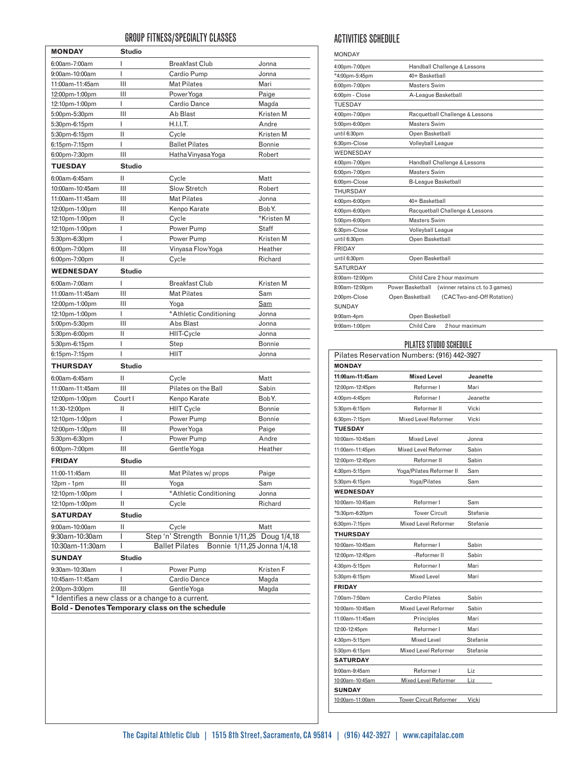## GROUP FITNESS/SPECIALTY CLASSES

| MONDAY | Studio | | |
|---|---|---|---|
| 6:00am-7:00am | I | Breakfast Club | Jonna |
| 9:00am-10:00am | I | Cardio Pump | Jonna |
| 11:00am-11:45am | III | Mat Pilates | Mari |
| 12:00pm-1:00pm | III | Power Yoga | Paige |
| 12:10pm-1:00pm | I | Cardio Dance | Magda |
| 5:00pm-5:30pm | III | Ab Blast | Kristen M |
| 5:30pm-6:15pm | I | H.I.I.T. | Andre |
| 5:30pm-6:15pm | II | Cycle | Kristen M |
| 6:15pm-7:15pm | I | Ballet Pilates | Bonnie |
| 6:00pm-7:30pm | III | Hatha Vinyasa Yoga | Robert |
| **TUESDAY** | **Studio** | | |
| 6:00am-6:45am | II | Cycle | Matt |
| 10:00am-10:45am | III | Slow Stretch | Robert |
| 11:00am-11:45am | III | Mat Pilates | Jonna |
| 12:00pm-1:00pm | III | Kenpo Karate | Bob Y. |
| 12:10pm-1:00pm | II | Cycle | *Kristen M |
| 12:10pm-1:00pm | I | Power Pump | Staff |
| 5:30pm-6:30pm | I | Power Pump | Kristen M |
| 6:00pm-7:00pm | III | Vinyasa Flow Yoga | Heather |
| 6:00pm-7:00pm | II | Cycle | Richard |
| **WEDNESDAY** | **Studio** | | |
| 6:00am-7:00am | I | Breakfast Club | Kristen M |
| 11:00am-11:45am | III | Mat Pilates | Sam |
| 12:00pm-1:00pm | III | Yoga | Sam |
| 12:10pm-1:00pm | I | *Athletic Conditioning | Jonna |
| 5:00pm-5:30pm | III | Abs Blast | Jonna |
| 5:30pm-6:00pm | II | HIIT-Cycle | Jonna |
| 5:30pm-6:15pm | I | Step | Bonnie |
| 6:15pm-7:15pm | I | HIIT | Jonna |
| **THURSDAY** | **Studio** | | |
| 6:00am-6:45am | II | Cycle | Matt |
| 11:00am-11:45am | III | Pilates on the Ball | Sabin |
| 12:00pm-1:00pm | Court I | Kenpo Karate | Bob Y. |
| 11:30-12:00pm | II | HIIT Cycle | Bonnie |
| 12:10pm-1:00pm | I | Power Pump | Bonnie |
| 12:00pm-1:00pm | III | Power Yoga | Paige |
| 5:30pm-6:30pm | I | Power Pump | Andre |
| 6:00pm-7:00pm | III | Gentle Yoga | Heather |
| **FRIDAY** | **Studio** | | |
| 11:00-11:45am | III | Mat Pilates w/ props | Paige |
| 12pm - 1pm | III | Yoga | Sam |
| 12:10pm-1:00pm | I | *Athletic Conditioning | Jonna |
| 12:10pm-1:00pm | II | Cycle | Richard |
| **SATURDAY** | **Studio** | | |
| 9:00am-10:00am | II | Cycle | Matt |
| 9:30am-10:30am | I | Step 'n' Strength | Bonnie 1/11,25 Doug 1/4,18 |
| 10:30am-11:30am | I | Ballet Pilates | Bonnie 1/11,25 Jonna 1/4,18 |
| **SUNDAY** | **Studio** | | |
| 9:30am-10:30am | I | Power Pump | Kristen F |
| 10:45am-11:45am | I | Cardio Dance | Magda |
| 2:00pm-3:00pm | III | Gentle Yoga | Magda |

\* Identifies a new class or a change to a current.

**Bold - Denotes Temporary class on the schedule**

## ACTIVITIES SCHEDULE

| | | |
|---|---|---|
| MONDAY | | |
| 4:00pm-7:00pm | Handball Challenge & Lessons | |
| *4:00pm-5:45pm | 40+ Basketball | |
| 6:00pm-7:00pm | Masters Swim | |
| 6:00pm - Close | A-League Basketball | |
| TUESDAY | | |
| 4:00pm-7:00pm | Racquetball Challenge & Lessons | |
| 5:00pm-6:00pm | Masters Swim | |
| until 6:30pm | Open Basketball | |
| 6:30pm-Close | Volleyball League | |
| WEDNESDAY | | |
| 4:00pm-7:00pm | Handball Challenge & Lessons | |
| 6:00pm-7:00pm | Masters Swim | |
| 6:00pm-Close | B-League Basketball | |
| THURSDAY | | |
| 4:00pm-6:00pm | 40+ Basketball | |
| 4:00pm-6:00pm | Racquetball Challenge & Lessons | |
| 5:00pm-6:00pm | Masters Swim | |
| 6:30pm-Close | Volleyball League | |
| until 6:30pm | Open Basketball | |
| FRIDAY | | |
| until 6:30pm | Open Basketball | |
| SATURDAY | | |
| 8:00am-12:00pm | Child Care 2 hour maximum | |
| 8:00am-12:00pm | Power Basketball | (winner retains ct. to 3 games) |
| 2:00pm-Close | Open Basketball | (CAC Two-and-Off Rotation) |
| SUNDAY | | |
| 9:00am-4pm | Open Basketball | |
| 9:00am-1:00pm | Child Care | 2 hour maximum |

## PILATES STUDIO SCHEDULE

Pilates Reservation Numbers: (916) 442-3927

| MONDAY | | |
|---|---|---|
| **11:00am-11:45am** | **Mixed Level** | **Jeanette** |
| 12:00pm-12:45pm | Reformer I | Mari |
| 4:00pm-4:45pm | Reformer I | Jeanette |
| 5:30pm-6:15pm | Reformer II | Vicki |
| 6:30pm-7:15pm | Mixed Level Reformer | Vicki |
| **TUESDAY** | | |
| 10:00am-10:45am | Mixed Level | Jonna |
| 11:00am-11:45pm | Mixed Level Reformer | Sabin |
| 12:00pm-12:45pm | Reformer II | Sabin |
| 4:30pm-5:15pm | Yoga/Pilates Reformer II | Sam |
| 5:30pm-6:15pm | Yoga/Pilates | Sam |
| **WEDNESDAY** | | |
| 10:00am-10:45am | Reformer I | Sam |
| *5:30pm-6:20pm | Tower Circuit | Stefanie |
| 6:30pm-7:15pm | Mixed Level Reformer | Stefanie |
| **THURSDAY** | | |
| 10:00am-10:45am | Reformer I | Sabin |
| 12:00pm-12:45pm | -Reformer II | Sabin |
| 4:30pm-5:15pm | Reformer I | Mari |
| 5:30pm-6:15pm | Mixed Level | Mari |
| **FRIDAY** | | |
| 7:00am-7:50am | Cardio Pilates | Sabin |
| 10:00am-10:45am | Mixed Level Reformer | Sabin |
| 11:00am-11:45am | Principles | Mari |
| 12:00-12:45pm | Reformer I | Mari |
| 4:30pm-5:15pm | Mixed Level | Stefanie |
| 5:30pm-6:15pm | Mixed Level Reformer | Stefanie |
| **SATURDAY** | | |
| 9:00am-9:45am | Reformer I | Liz |
| 10:00am-10:45am | Mixed Level Reformer | Liz |
| **SUNDAY** | | |
| 10:00am-11:00am | Tower Circuit Reformer | Vicki |

The Capital Athletic Club | 1515 8th Street, Sacramento, CA 95814 | (916) 442-3927 | www.capitalac.com